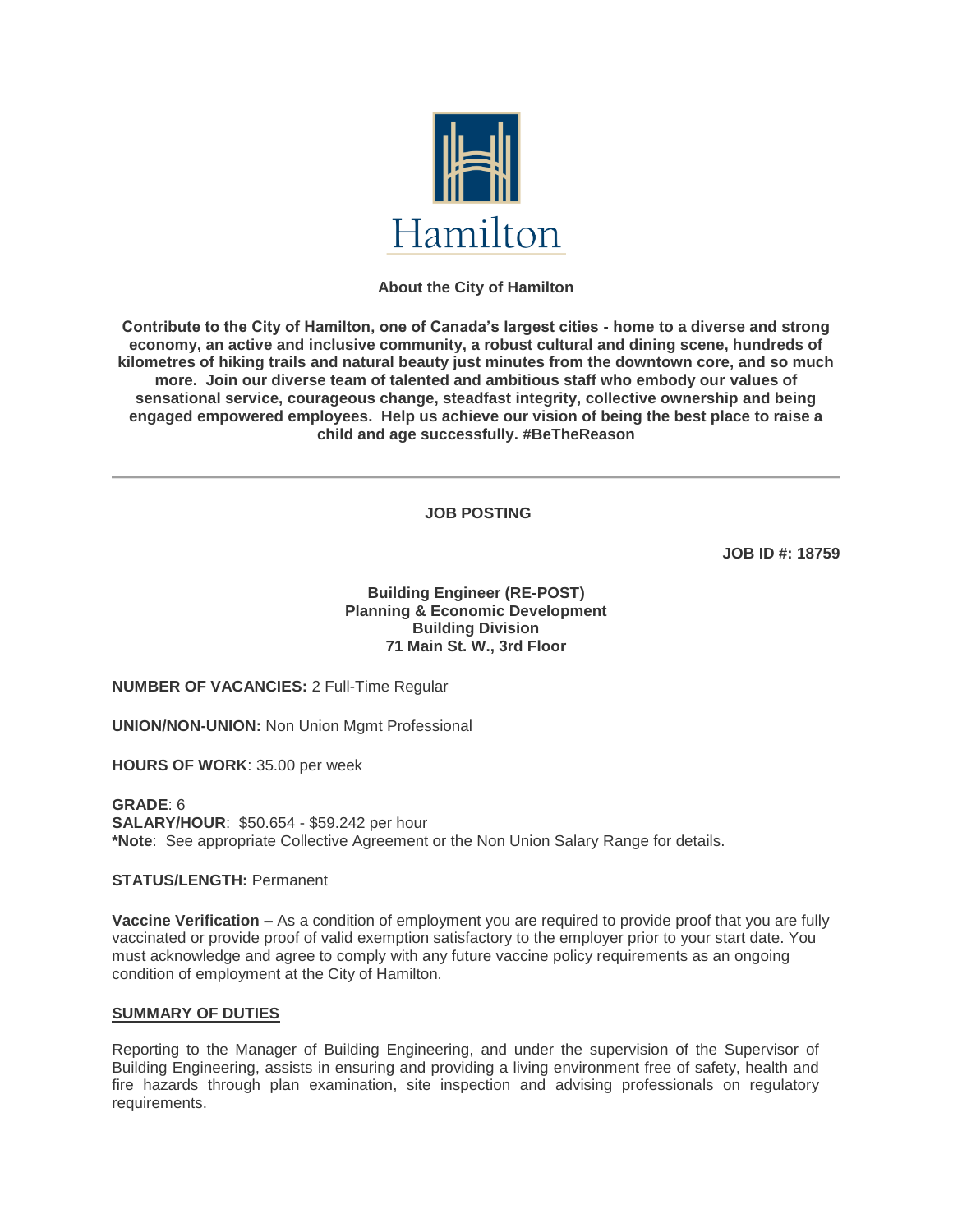Hamilton

**About the City of Hamilton**

**Contribute to the City of Hamilton, one of Canada's largest cities - home to a diverse and strong economy, an active and inclusive community, a robust cultural and dining scene, hundreds of kilometres of hiking trails and natural beauty just minutes from the downtown core, and so much more. Join our diverse team of talented and ambitious staff who embody our values of sensational service, courageous change, steadfast integrity, collective ownership and being engaged empowered employees. Help us achieve our vision of being the best place to raise a child and age successfully. #BeTheReason**

---

**JOB POSTING**

**JOB ID #: 18759**

**Building Engineer (RE-POST)**
**Planning & Economic Development**
**Building Division**
**71 Main St. W., 3rd Floor**

**NUMBER OF VACANCIES:** 2 Full-Time Regular

**UNION/NON-UNION:** Non Union Mgmt Professional

**HOURS OF WORK**: 35.00 per week

**GRADE**: 6
**SALARY/HOUR**: $50.654 - $59.242 per hour
***Note**: See appropriate Collective Agreement or the Non Union Salary Range for details.

**STATUS/LENGTH:** Permanent

**Vaccine Verification –** As a condition of employment you are required to provide proof that you are fully vaccinated or provide proof of valid exemption satisfactory to the employer prior to your start date. You must acknowledge and agree to comply with any future vaccine policy requirements as an ongoing condition of employment at the City of Hamilton.

**SUMMARY OF DUTIES**

Reporting to the Manager of Building Engineering, and under the supervision of the Supervisor of Building Engineering, assists in ensuring and providing a living environment free of safety, health and fire hazards through plan examination, site inspection and advising professionals on regulatory requirements.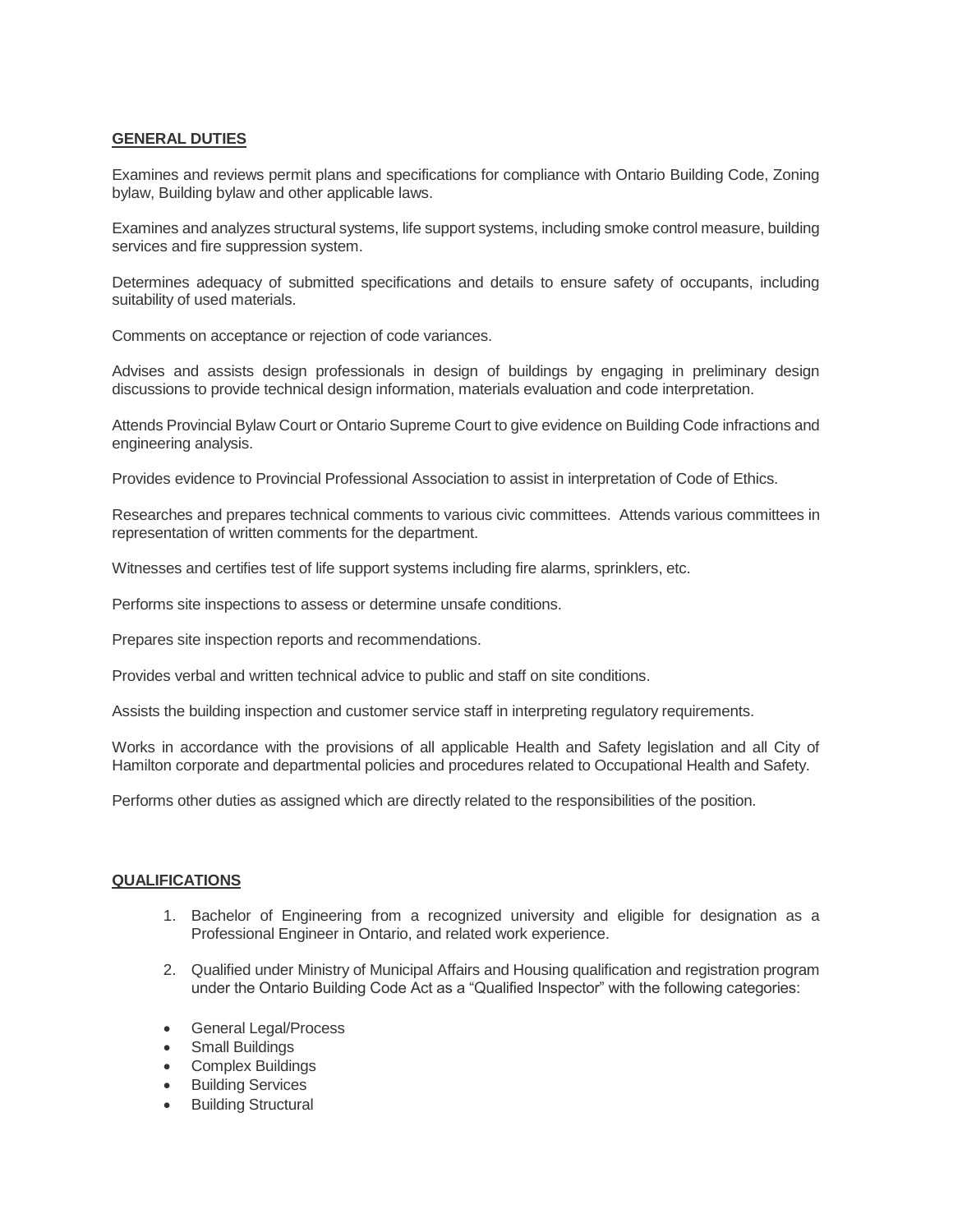## GENERAL DUTIES

Examines and reviews permit plans and specifications for compliance with Ontario Building Code, Zoning bylaw, Building bylaw and other applicable laws.

Examines and analyzes structural systems, life support systems, including smoke control measure, building services and fire suppression system.

Determines adequacy of submitted specifications and details to ensure safety of occupants, including suitability of used materials.

Comments on acceptance or rejection of code variances.

Advises and assists design professionals in design of buildings by engaging in preliminary design discussions to provide technical design information, materials evaluation and code interpretation.

Attends Provincial Bylaw Court or Ontario Supreme Court to give evidence on Building Code infractions and engineering analysis.

Provides evidence to Provincial Professional Association to assist in interpretation of Code of Ethics.

Researches and prepares technical comments to various civic committees. Attends various committees in representation of written comments for the department.

Witnesses and certifies test of life support systems including fire alarms, sprinklers, etc.

Performs site inspections to assess or determine unsafe conditions.

Prepares site inspection reports and recommendations.

Provides verbal and written technical advice to public and staff on site conditions.

Assists the building inspection and customer service staff in interpreting regulatory requirements.

Works in accordance with the provisions of all applicable Health and Safety legislation and all City of Hamilton corporate and departmental policies and procedures related to Occupational Health and Safety.

Performs other duties as assigned which are directly related to the responsibilities of the position.

## QUALIFICATIONS

1. Bachelor of Engineering from a recognized university and eligible for designation as a Professional Engineer in Ontario, and related work experience.

2. Qualified under Ministry of Municipal Affairs and Housing qualification and registration program under the Ontario Building Code Act as a "Qualified Inspector" with the following categories:

- General Legal/Process
- Small Buildings
- Complex Buildings
- Building Services
- Building Structural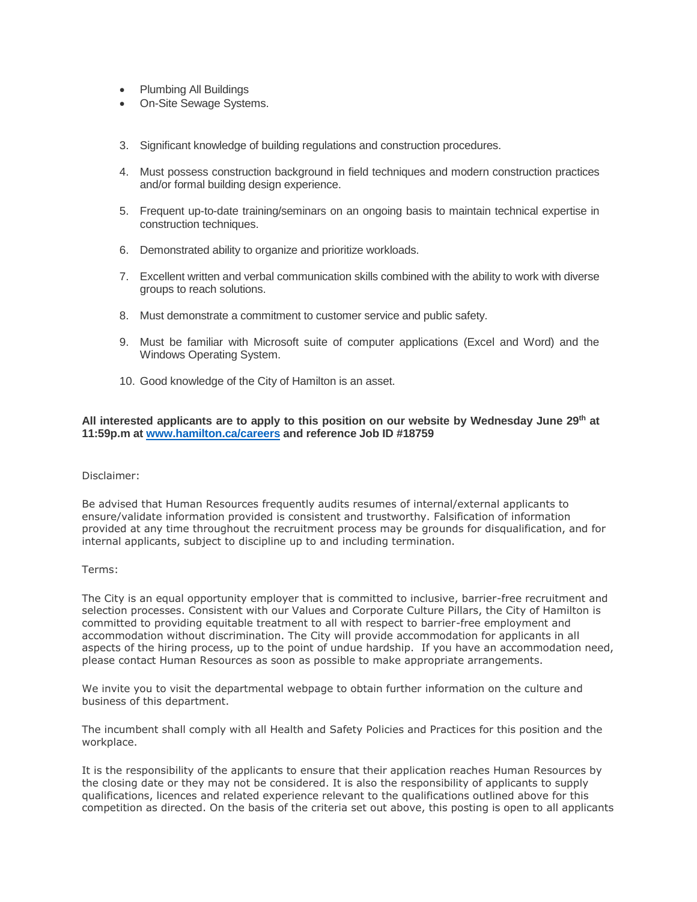- Plumbing All Buildings
- On-Site Sewage Systems.

3. Significant knowledge of building regulations and construction procedures.

4. Must possess construction background in field techniques and modern construction practices and/or formal building design experience.

5. Frequent up-to-date training/seminars on an ongoing basis to maintain technical expertise in construction techniques.

6. Demonstrated ability to organize and prioritize workloads.

7. Excellent written and verbal communication skills combined with the ability to work with diverse groups to reach solutions.

8. Must demonstrate a commitment to customer service and public safety.

9. Must be familiar with Microsoft suite of computer applications (Excel and Word) and the Windows Operating System.

10. Good knowledge of the City of Hamilton is an asset.

**All interested applicants are to apply to this position on our website by Wednesday June 29th at 11:59p.m at [www.hamilton.ca/careers](www.hamilton.ca/careers) and reference Job ID #18759**

Disclaimer:

Be advised that Human Resources frequently audits resumes of internal/external applicants to ensure/validate information provided is consistent and trustworthy. Falsification of information provided at any time throughout the recruitment process may be grounds for disqualification, and for internal applicants, subject to discipline up to and including termination.

Terms:

The City is an equal opportunity employer that is committed to inclusive, barrier-free recruitment and selection processes. Consistent with our Values and Corporate Culture Pillars, the City of Hamilton is committed to providing equitable treatment to all with respect to barrier-free employment and accommodation without discrimination. The City will provide accommodation for applicants in all aspects of the hiring process, up to the point of undue hardship. If you have an accommodation need, please contact Human Resources as soon as possible to make appropriate arrangements.

We invite you to visit the departmental webpage to obtain further information on the culture and business of this department.

The incumbent shall comply with all Health and Safety Policies and Practices for this position and the workplace.

It is the responsibility of the applicants to ensure that their application reaches Human Resources by the closing date or they may not be considered. It is also the responsibility of applicants to supply qualifications, licences and related experience relevant to the qualifications outlined above for this competition as directed. On the basis of the criteria set out above, this posting is open to all applicants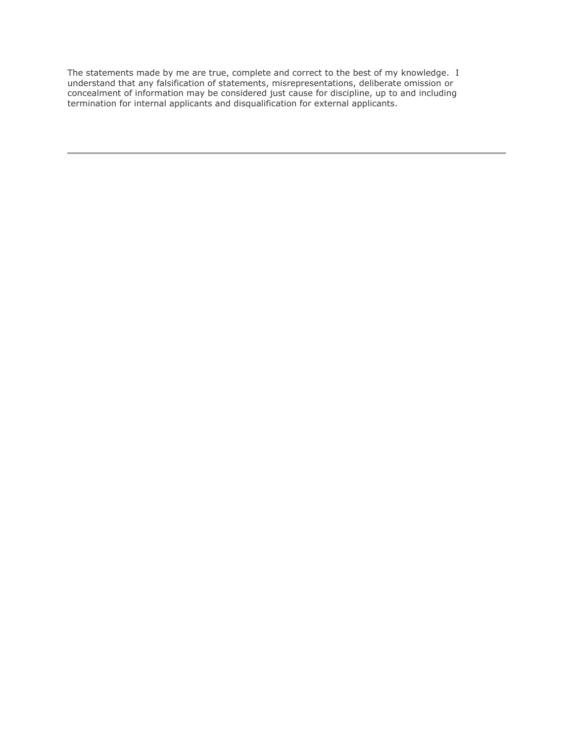The statements made by me are true, complete and correct to the best of my knowledge. I understand that any falsification of statements, misrepresentations, deliberate omission or concealment of information may be considered just cause for discipline, up to and including termination for internal applicants and disqualification for external applicants.

---